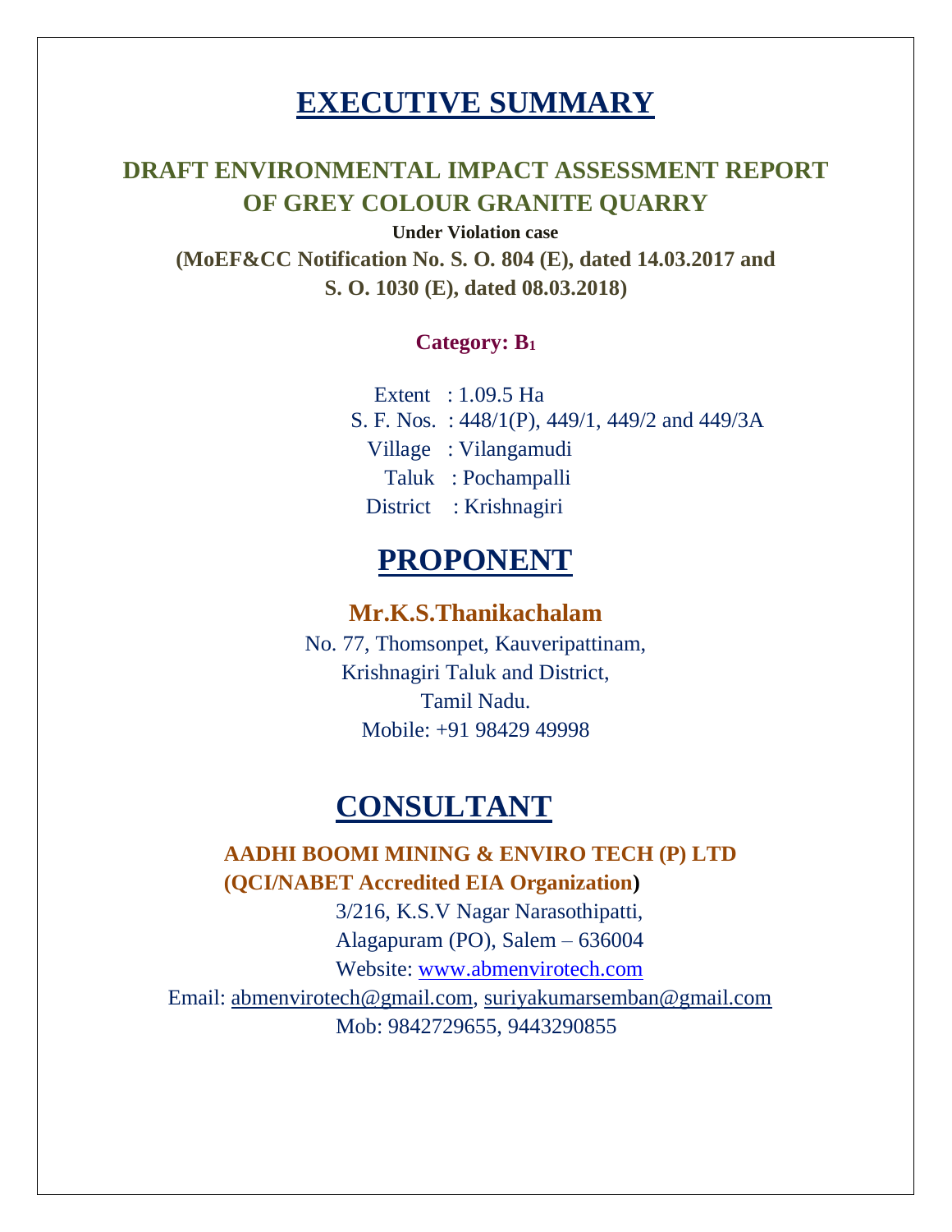# EXECUTIVE SUMMARY

## DRAFT ENVIRONMENTAL IMPACT ASSESSMENT REPORT OF GREY COLOUR GRANITE QUARRY

**Under Violation case**

**(MoEF&CC Notification No. S. O. 804 (E), dated 14.03.2017 and S. O. 1030 (E), dated 08.03.2018)**

**Category: $B_1$**

Extent : 1.09.5 Ha
S. F. Nos. : 448/1(P), 449/1, 449/2 and 449/3A
Village : Vilangamudi
Taluk : Pochampalli
District : Krishnagiri

# PROPONENT

**Mr.K.S.Thanikachalam**

No. 77, Thomsonpet, Kauveripattinam,
Krishnagiri Taluk and District,
Tamil Nadu.
Mobile: +91 98429 49998

# CONSULTANT

**AADHI BOOMI MINING & ENVIRO TECH (P) LTD**
**(QCI/NABET Accredited EIA Organization)**

3/216, K.S.V Nagar Narasothipatti,
Alagapuram (PO), Salem – 636004
Website: www.abmenvirotech.com
Email: abmenvirotech@gmail.com, suriyakumarsemban@gmail.com
Mob: 9842729655, 9443290855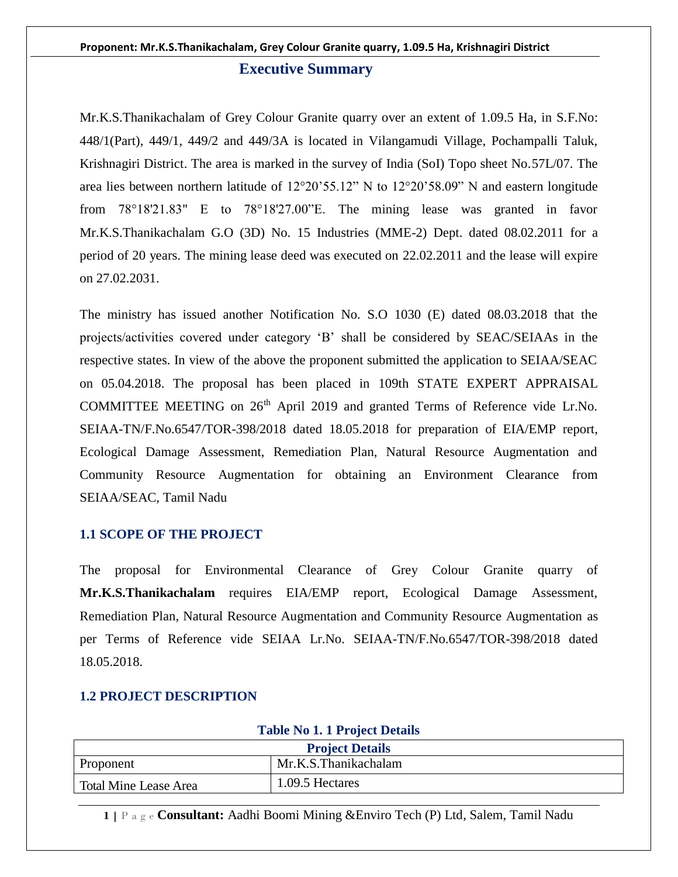## Executive Summary

Mr.K.S.Thanikachalam of Grey Colour Granite quarry over an extent of 1.09.5 Ha, in S.F.No: 448/1(Part), 449/1, 449/2 and 449/3A is located in Vilangamudi Village, Pochampalli Taluk, Krishnagiri District. The area is marked in the survey of India (SoI) Topo sheet No.57L/07. The area lies between northern latitude of 12°20'55.12" N to 12°20'58.09" N and eastern longitude from 78°18'21.83" E to 78°18'27.00"E. The mining lease was granted in favor Mr.K.S.Thanikachalam G.O (3D) No. 15 Industries (MME-2) Dept. dated 08.02.2011 for a period of 20 years. The mining lease deed was executed on 22.02.2011 and the lease will expire on 27.02.2031.

The ministry has issued another Notification No. S.O 1030 (E) dated 08.03.2018 that the projects/activities covered under category 'B' shall be considered by SEAC/SEIAAs in the respective states. In view of the above the proponent submitted the application to SEIAA/SEAC on 05.04.2018. The proposal has been placed in 109th STATE EXPERT APPRAISAL COMMITTEE MEETING on 26th April 2019 and granted Terms of Reference vide Lr.No. SEIAA-TN/F.No.6547/TOR-398/2018 dated 18.05.2018 for preparation of EIA/EMP report, Ecological Damage Assessment, Remediation Plan, Natural Resource Augmentation and Community Resource Augmentation for obtaining an Environment Clearance from SEIAA/SEAC, Tamil Nadu

### 1.1 SCOPE OF THE PROJECT

The proposal for Environmental Clearance of Grey Colour Granite quarry of **Mr.K.S.Thanikachalam** requires EIA/EMP report, Ecological Damage Assessment, Remediation Plan, Natural Resource Augmentation and Community Resource Augmentation as per Terms of Reference vide SEIAA Lr.No. SEIAA-TN/F.No.6547/TOR-398/2018 dated 18.05.2018.

### 1.2 PROJECT DESCRIPTION

**Table No 1. 1 Project Details**

| Project Details | |
|---|---|
| Proponent | Mr.K.S.Thanikachalam |
| Total Mine Lease Area | 1.09.5 Hectares |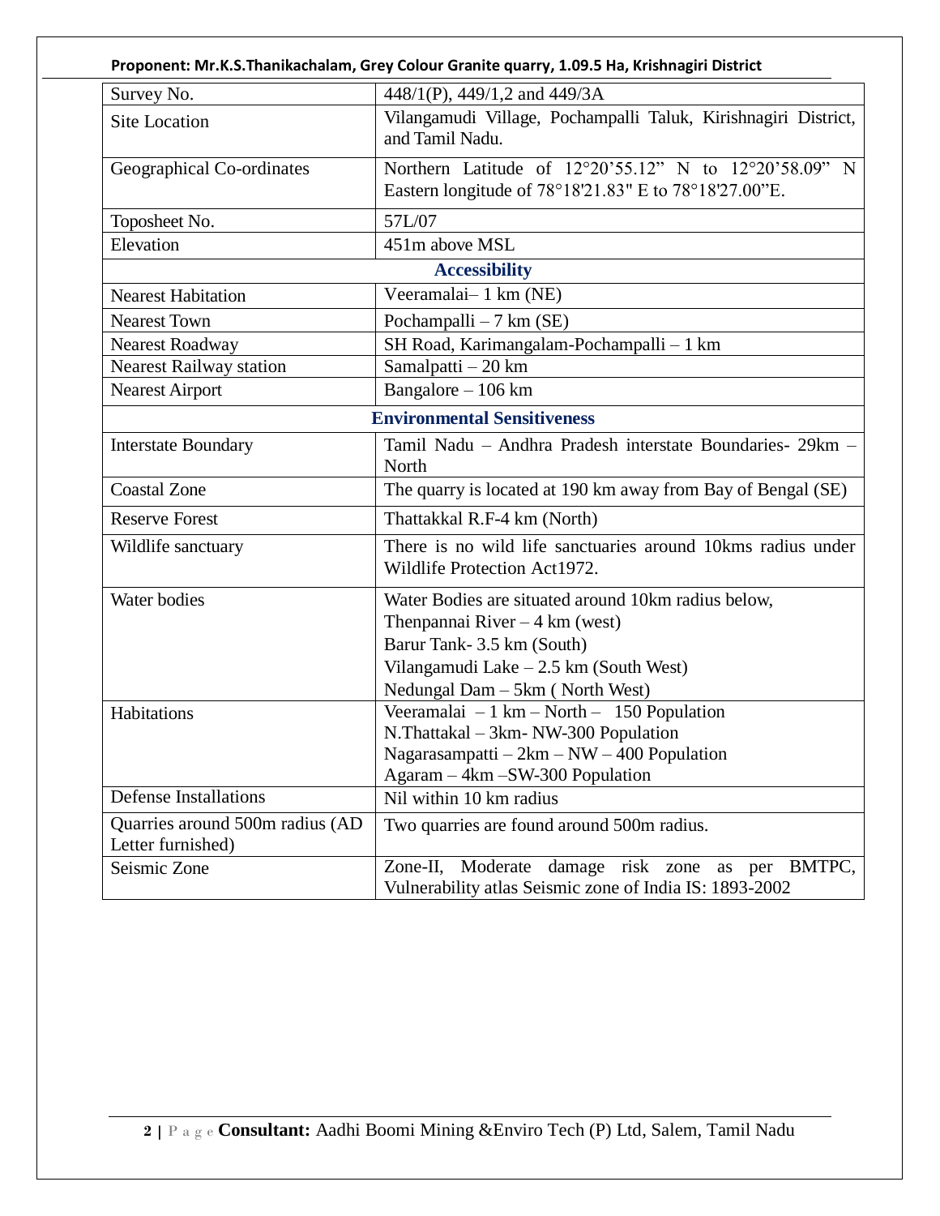| | |
|---|---|
| Survey No. | 448/1(P), 449/1,2 and 449/3A |
| Site Location | Vilangamudi Village, Pochampalli Taluk, Kirishnagiri District, and Tamil Nadu. |
| Geographical Co-ordinates | Northern Latitude of 12°20'55.12" N to 12°20'58.09" N Eastern longitude of 78°18'21.83" E to 78°18'27.00"E. |
| Toposheet No. | 57L/07 |
| Elevation | 451m above MSL |
| **Accessibility** | |
| Nearest Habitation | Veeramalai– 1 km (NE) |
| Nearest Town | Pochampalli – 7 km (SE) |
| Nearest Roadway | SH Road, Karimangalam-Pochampalli – 1 km |
| Nearest Railway station | Samalpatti – 20 km |
| Nearest Airport | Bangalore – 106 km |
| **Environmental Sensitiveness** | |
| Interstate Boundary | Tamil Nadu – Andhra Pradesh interstate Boundaries- 29km – North |
| Coastal Zone | The quarry is located at 190 km away from Bay of Bengal (SE) |
| Reserve Forest | Thattakkal R.F-4 km (North) |
| Wildlife sanctuary | There is no wild life sanctuaries around 10kms radius under Wildlife Protection Act1972. |
| Water bodies | Water Bodies are situated around 10km radius below,<br>Thenpannai River – 4 km (west)<br>Barur Tank- 3.5 km (South)<br>Vilangamudi Lake – 2.5 km (South West)<br>Nedungal Dam – 5km ( North West) |
| Habitations | Veeramalai – 1 km – North – 150 Population<br>N.Thattakal – 3km- NW-300 Population<br>Nagarasampatti – 2km – NW – 400 Population<br>Agaram – 4km –SW-300 Population |
| Defense Installations | Nil within 10 km radius |
| Quarries around 500m radius (AD Letter furnished) | Two quarries are found around 500m radius. |
| Seismic Zone | Zone-II, Moderate damage risk zone as per BMTPC, Vulnerability atlas Seismic zone of India IS: 1893-2002 |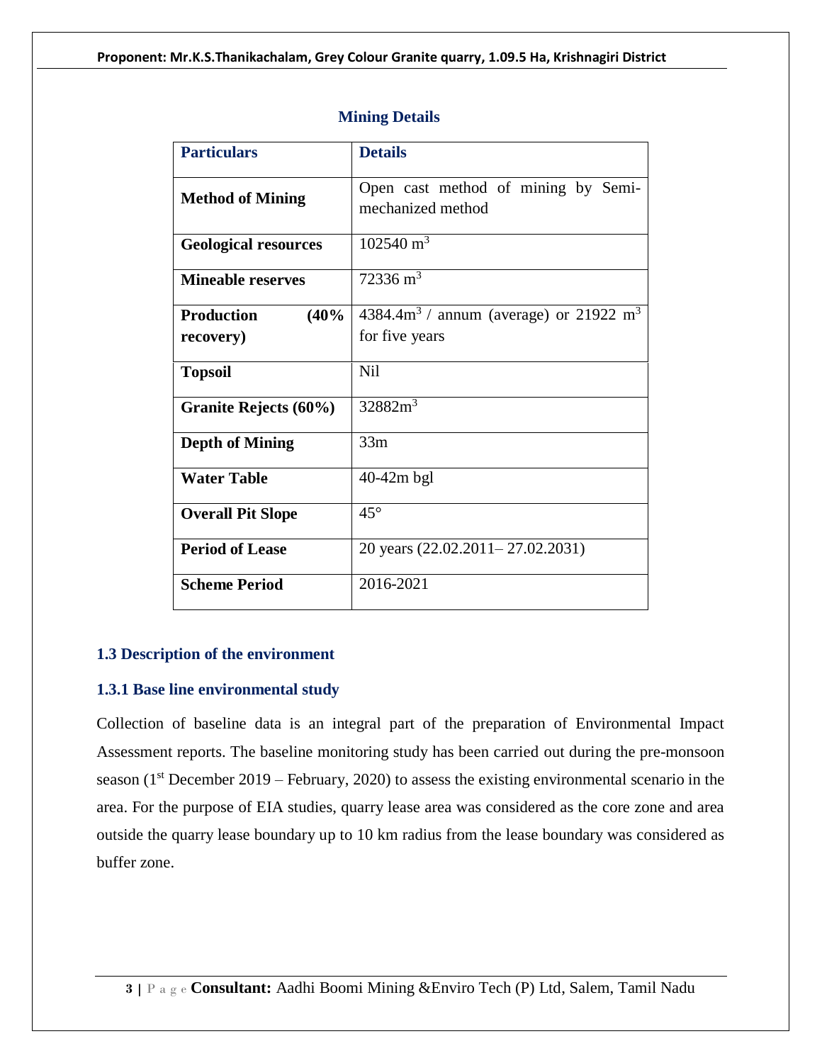## Mining Details

| Particulars | Details |
|---|---|
| **Method of Mining** | Open cast method of mining by Semi-mechanized method |
| **Geological resources** | 102540 $m^3$ |
| **Mineable reserves** | 72336 $m^3$ |
| **Production (40% recovery)** | 4384.4$m^3$ / annum (average) or 21922 $m^3$ for five years |
| **Topsoil** | Nil |
| **Granite Rejects (60%)** | 32882$m^3$ |
| **Depth of Mining** | 33m |
| **Water Table** | 40-42m bgl |
| **Overall Pit Slope** | 45° |
| **Period of Lease** | 20 years (22.02.2011– 27.02.2031) |
| **Scheme Period** | 2016-2021 |

### 1.3 Description of the environment

### 1.3.1 Base line environmental study

Collection of baseline data is an integral part of the preparation of Environmental Impact Assessment reports. The baseline monitoring study has been carried out during the pre-monsoon season (1st December 2019 – February, 2020) to assess the existing environmental scenario in the area. For the purpose of EIA studies, quarry lease area was considered as the core zone and area outside the quarry lease boundary up to 10 km radius from the lease boundary was considered as buffer zone.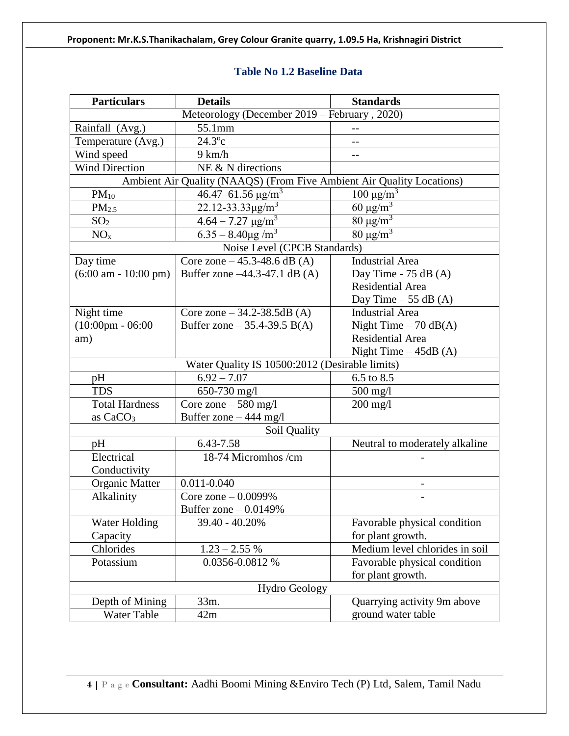## Table No 1.2 Baseline Data

| Particulars | Details | Standards |
|---|---|---|
| Meteorology (December 2019 – February , 2020) | | |
| Rainfall (Avg.) | 55.1mm | -- |
| Temperature (Avg.) | 24.3$^{o}$c | -- |
| Wind speed | 9 km/h | -- |
| Wind Direction | NE & N directions | |
| Ambient Air Quality (NAAQS) (From Five Ambient Air Quality Locations) | | |
| $PM_{10}$ | 46.47–61.56 μg/m$^3$ | 100 μg/m$^3$ |
| $PM_{2.5}$ | 22.12-33.33μg/m$^3$ | 60 μg/m$^3$ |
| $SO_2$ | 4.64 – 7.27 μg/m$^3$ | 80 μg/m$^3$ |
| $NO_x$ | 6.35 – 8.40μg /m$^3$ | 80 μg/m$^3$ |
| Noise Level (CPCB Standards) | | |
| Day time (6:00 am - 10:00 pm) | Core zone – 45.3-48.6 dB (A)<br>Buffer zone –44.3-47.1 dB (A) | Industrial Area<br>Day Time - 75 dB (A)<br>Residential Area<br>Day Time – 55 dB (A) |
| Night time (10:00pm - 06:00 am) | Core zone – 34.2-38.5dB (A)<br>Buffer zone – 35.4-39.5 B(A) | Industrial Area<br>Night Time – 70 dB(A)<br>Residential Area<br>Night Time – 45dB (A) |
| Water Quality IS 10500:2012 (Desirable limits) | | |
| pH | 6.92 – 7.07 | 6.5 to 8.5 |
| TDS | 650-730 mg/l | 500 mg/l |
| Total Hardness as $CaCO_3$ | Core zone – 580 mg/l<br>Buffer zone – 444 mg/l | 200 mg/l |
| Soil Quality | | |
| pH | 6.43-7.58 | Neutral to moderately alkaline |
| Electrical Conductivity | 18-74 Micromhos /cm | - |
| Organic Matter | 0.011-0.040 | - |
| Alkalinity | Core zone – 0.0099%<br>Buffer zone – 0.0149% | - |
| Water Holding Capacity | 39.40 - 40.20% | Favorable physical condition for plant growth. |
| Chlorides | 1.23 – 2.55 % | Medium level chlorides in soil |
| Potassium | 0.0356-0.0812 % | Favorable physical condition for plant growth. |
| Hydro Geology | | |
| Depth of Mining | 33m. | Quarrying activity 9m above ground water table |
| Water Table | 42m | |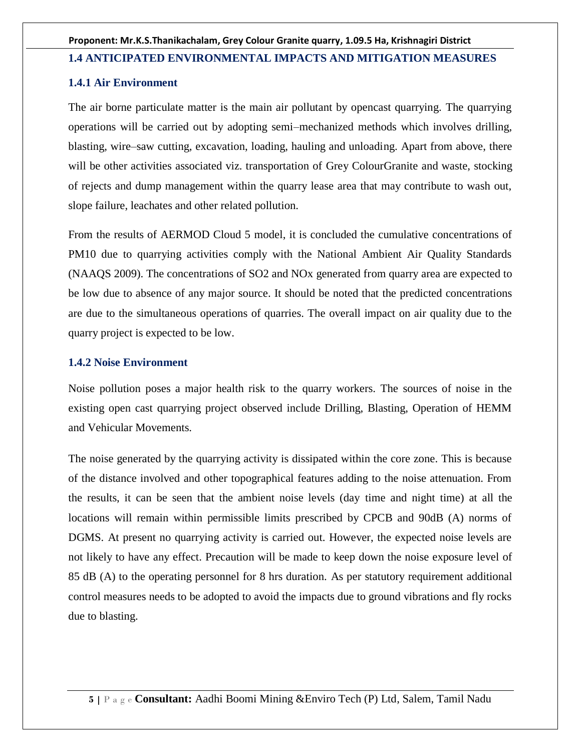## 1.4 ANTICIPATED ENVIRONMENTAL IMPACTS AND MITIGATION MEASURES

### 1.4.1 Air Environment

The air borne particulate matter is the main air pollutant by opencast quarrying. The quarrying operations will be carried out by adopting semi–mechanized methods which involves drilling, blasting, wire–saw cutting, excavation, loading, hauling and unloading. Apart from above, there will be other activities associated viz. transportation of Grey ColourGranite and waste, stocking of rejects and dump management within the quarry lease area that may contribute to wash out, slope failure, leachates and other related pollution.

From the results of AERMOD Cloud 5 model, it is concluded the cumulative concentrations of PM10 due to quarrying activities comply with the National Ambient Air Quality Standards (NAAQS 2009). The concentrations of SO2 and NOx generated from quarry area are expected to be low due to absence of any major source. It should be noted that the predicted concentrations are due to the simultaneous operations of quarries. The overall impact on air quality due to the quarry project is expected to be low.

### 1.4.2 Noise Environment

Noise pollution poses a major health risk to the quarry workers. The sources of noise in the existing open cast quarrying project observed include Drilling, Blasting, Operation of HEMM and Vehicular Movements.

The noise generated by the quarrying activity is dissipated within the core zone. This is because of the distance involved and other topographical features adding to the noise attenuation. From the results, it can be seen that the ambient noise levels (day time and night time) at all the locations will remain within permissible limits prescribed by CPCB and 90dB (A) norms of DGMS. At present no quarrying activity is carried out. However, the expected noise levels are not likely to have any effect. Precaution will be made to keep down the noise exposure level of 85 dB (A) to the operating personnel for 8 hrs duration. As per statutory requirement additional control measures needs to be adopted to avoid the impacts due to ground vibrations and fly rocks due to blasting.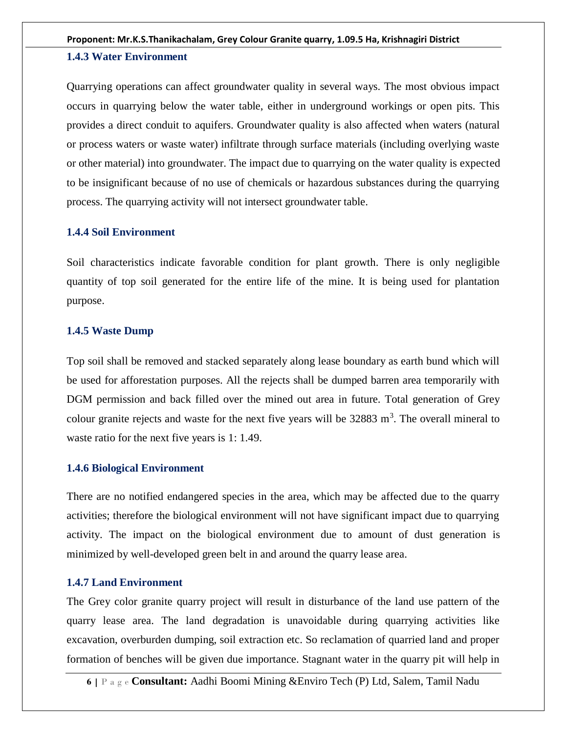### 1.4.3 Water Environment

Quarrying operations can affect groundwater quality in several ways. The most obvious impact occurs in quarrying below the water table, either in underground workings or open pits. This provides a direct conduit to aquifers. Groundwater quality is also affected when waters (natural or process waters or waste water) infiltrate through surface materials (including overlying waste or other material) into groundwater. The impact due to quarrying on the water quality is expected to be insignificant because of no use of chemicals or hazardous substances during the quarrying process. The quarrying activity will not intersect groundwater table.

### 1.4.4 Soil Environment

Soil characteristics indicate favorable condition for plant growth. There is only negligible quantity of top soil generated for the entire life of the mine. It is being used for plantation purpose.

### 1.4.5 Waste Dump

Top soil shall be removed and stacked separately along lease boundary as earth bund which will be used for afforestation purposes. All the rejects shall be dumped barren area temporarily with DGM permission and back filled over the mined out area in future. Total generation of Grey colour granite rejects and waste for the next five years will be 32883 $m^3$. The overall mineral to waste ratio for the next five years is 1: 1.49.

### 1.4.6 Biological Environment

There are no notified endangered species in the area, which may be affected due to the quarry activities; therefore the biological environment will not have significant impact due to quarrying activity. The impact on the biological environment due to amount of dust generation is minimized by well-developed green belt in and around the quarry lease area.

### 1.4.7 Land Environment

The Grey color granite quarry project will result in disturbance of the land use pattern of the quarry lease area. The land degradation is unavoidable during quarrying activities like excavation, overburden dumping, soil extraction etc. So reclamation of quarried land and proper formation of benches will be given due importance. Stagnant water in the quarry pit will help in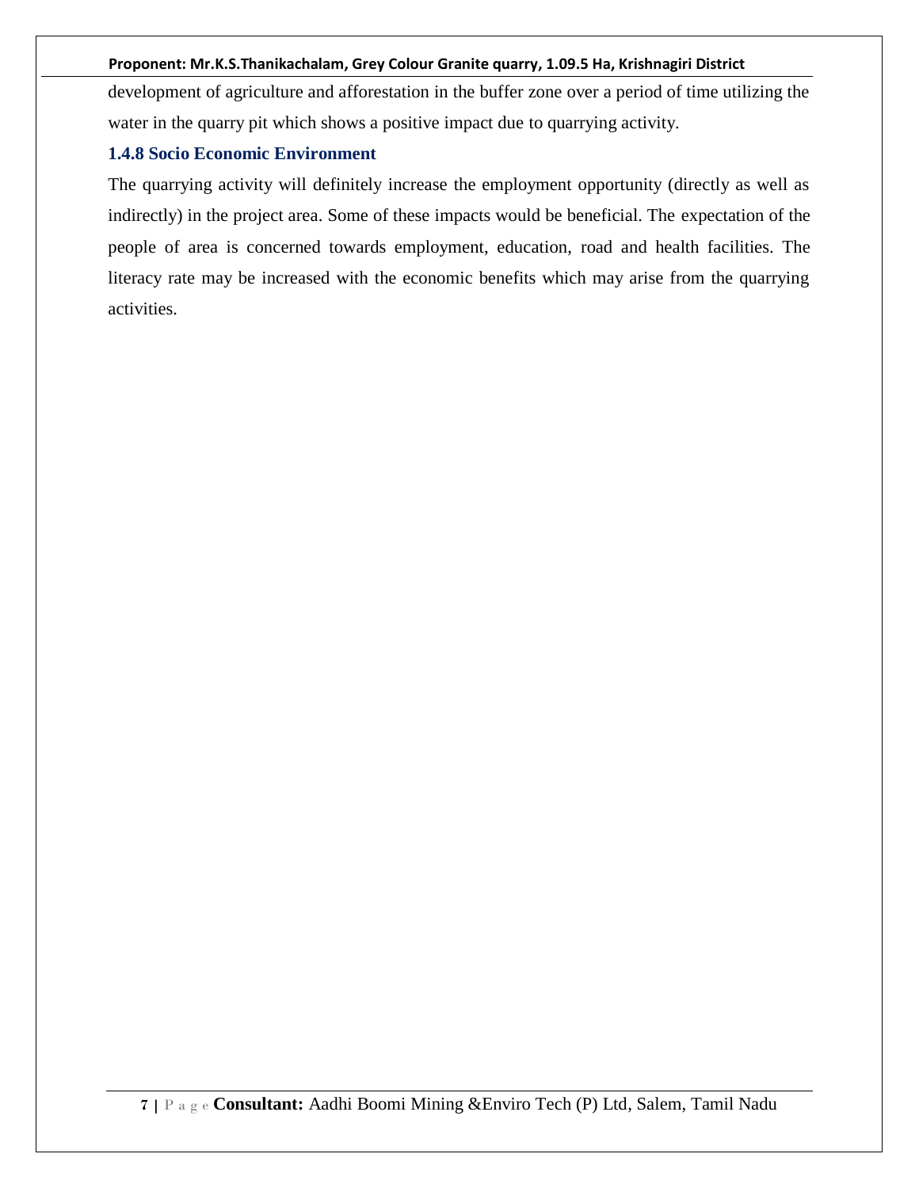development of agriculture and afforestation in the buffer zone over a period of time utilizing the water in the quarry pit which shows a positive impact due to quarrying activity.

### 1.4.8 Socio Economic Environment

The quarrying activity will definitely increase the employment opportunity (directly as well as indirectly) in the project area. Some of these impacts would be beneficial. The expectation of the people of area is concerned towards employment, education, road and health facilities. The literacy rate may be increased with the economic benefits which may arise from the quarrying activities.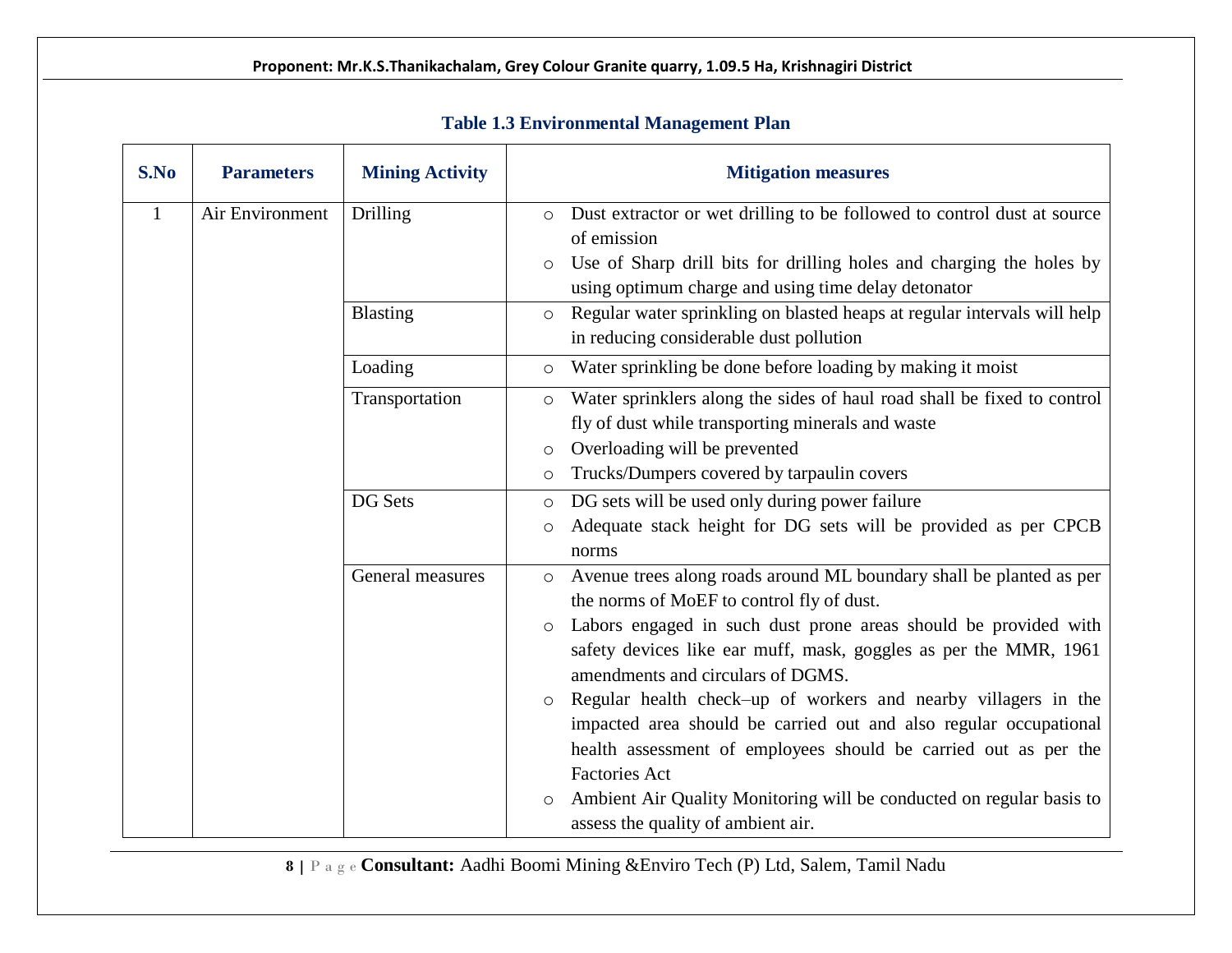**Table 1.3 Environmental Management Plan**

| S.No | Parameters | Mining Activity | Mitigation measures |
|---|---|---|---|
| 1 | Air Environment | Drilling | ○ Dust extractor or wet drilling to be followed to control dust at source of emission<br>○ Use of Sharp drill bits for drilling holes and charging the holes by using optimum charge and using time delay detonator |
| | | Blasting | ○ Regular water sprinkling on blasted heaps at regular intervals will help in reducing considerable dust pollution |
| | | Loading | ○ Water sprinkling be done before loading by making it moist |
| | | Transportation | ○ Water sprinklers along the sides of haul road shall be fixed to control fly of dust while transporting minerals and waste<br>○ Overloading will be prevented<br>○ Trucks/Dumpers covered by tarpaulin covers |
| | | DG Sets | ○ DG sets will be used only during power failure<br>○ Adequate stack height for DG sets will be provided as per CPCB norms |
| | | General measures | ○ Avenue trees along roads around ML boundary shall be planted as per the norms of MoEF to control fly of dust.<br>○ Labors engaged in such dust prone areas should be provided with safety devices like ear muff, mask, goggles as per the MMR, 1961 amendments and circulars of DGMS.<br>○ Regular health check–up of workers and nearby villagers in the impacted area should be carried out and also regular occupational health assessment of employees should be carried out as per the Factories Act<br>○ Ambient Air Quality Monitoring will be conducted on regular basis to assess the quality of ambient air. |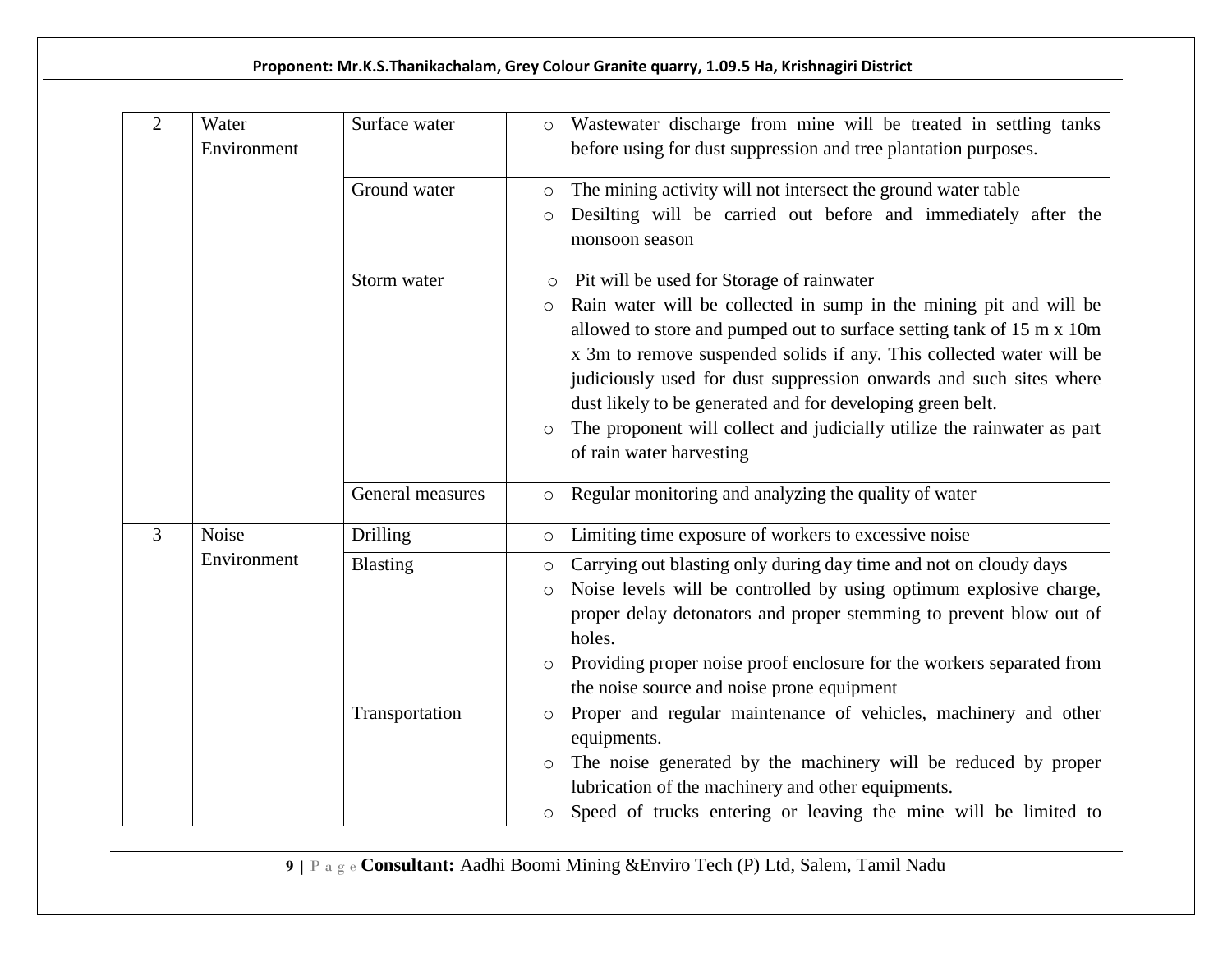| | | | |
|---|---|---|---|
| 2 | Water Environment | Surface water | ○ Wastewater discharge from mine will be treated in settling tanks before using for dust suppression and tree plantation purposes. |
| | | Ground water | ○ The mining activity will not intersect the ground water table<br>○ Desilting will be carried out before and immediately after the monsoon season |
| | | Storm water | ○ Pit will be used for Storage of rainwater<br>○ Rain water will be collected in sump in the mining pit and will be allowed to store and pumped out to surface setting tank of 15 m x 10m x 3m to remove suspended solids if any. This collected water will be judiciously used for dust suppression onwards and such sites where dust likely to be generated and for developing green belt.<br>○ The proponent will collect and judicially utilize the rainwater as part of rain water harvesting |
| | | General measures | ○ Regular monitoring and analyzing the quality of water |
| 3 | Noise Environment | Drilling | ○ Limiting time exposure of workers to excessive noise |
| | | Blasting | ○ Carrying out blasting only during day time and not on cloudy days<br>○ Noise levels will be controlled by using optimum explosive charge, proper delay detonators and proper stemming to prevent blow out of holes.<br>○ Providing proper noise proof enclosure for the workers separated from the noise source and noise prone equipment |
| | | Transportation | ○ Proper and regular maintenance of vehicles, machinery and other equipments.<br>○ The noise generated by the machinery will be reduced by proper lubrication of the machinery and other equipments.<br>○ Speed of trucks entering or leaving the mine will be limited to |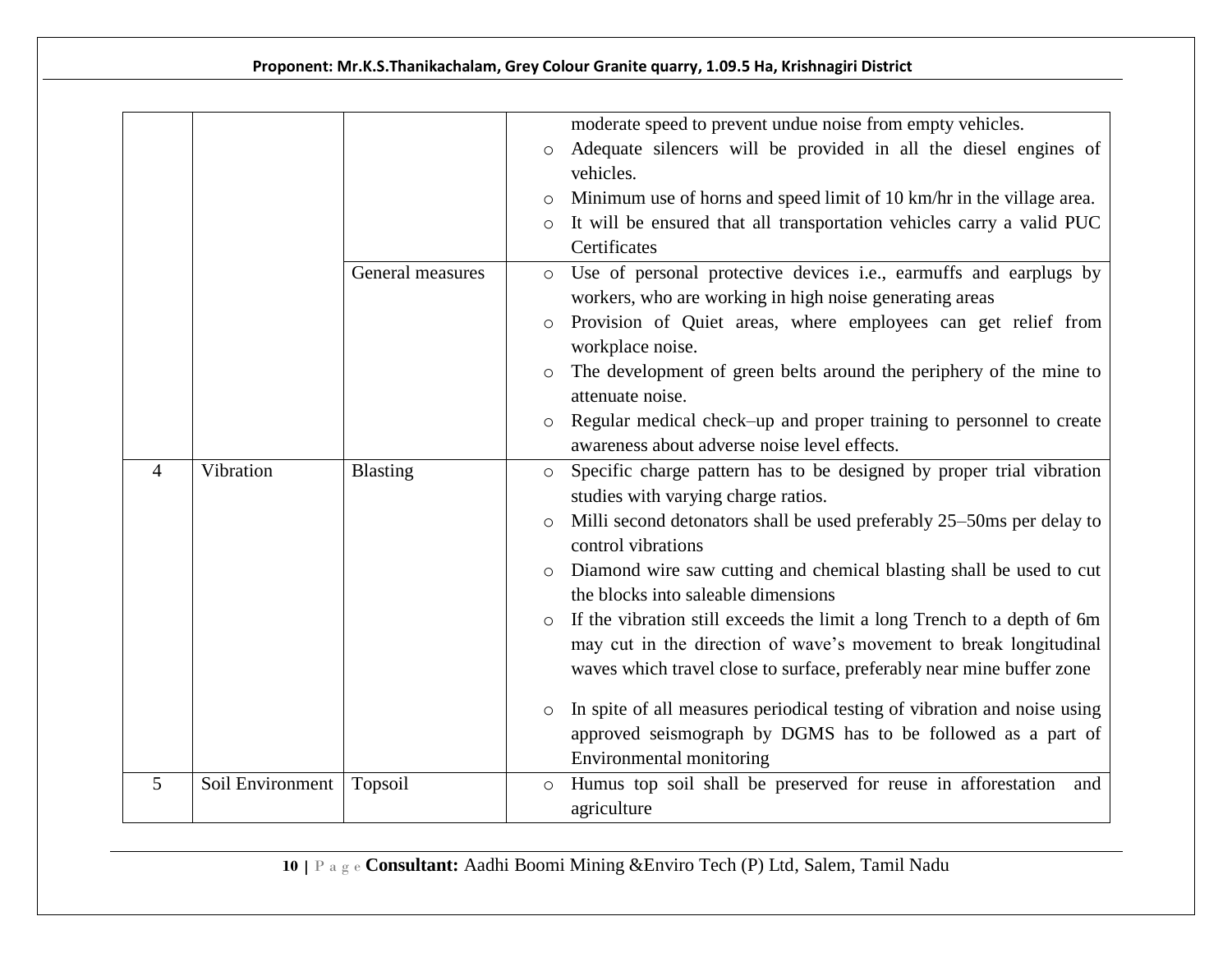| | | | |
|---|---|---|---|
| | | | moderate speed to prevent undue noise from empty vehicles.<br>○ Adequate silencers will be provided in all the diesel engines of vehicles.<br>○ Minimum use of horns and speed limit of 10 km/hr in the village area.<br>○ It will be ensured that all transportation vehicles carry a valid PUC Certificates |
| | | General measures | ○ Use of personal protective devices i.e., earmuffs and earplugs by workers, who are working in high noise generating areas<br>○ Provision of Quiet areas, where employees can get relief from workplace noise.<br>○ The development of green belts around the periphery of the mine to attenuate noise.<br>○ Regular medical check–up and proper training to personnel to create awareness about adverse noise level effects. |
| 4 | Vibration | Blasting | ○ Specific charge pattern has to be designed by proper trial vibration studies with varying charge ratios.<br>○ Milli second detonators shall be used preferably 25–50ms per delay to control vibrations<br>○ Diamond wire saw cutting and chemical blasting shall be used to cut the blocks into saleable dimensions<br>○ If the vibration still exceeds the limit a long Trench to a depth of 6m may cut in the direction of wave's movement to break longitudinal waves which travel close to surface, preferably near mine buffer zone<br>○ In spite of all measures periodical testing of vibration and noise using approved seismograph by DGMS has to be followed as a part of Environmental monitoring |
| 5 | Soil Environment | Topsoil | ○ Humus top soil shall be preserved for reuse in afforestation and agriculture |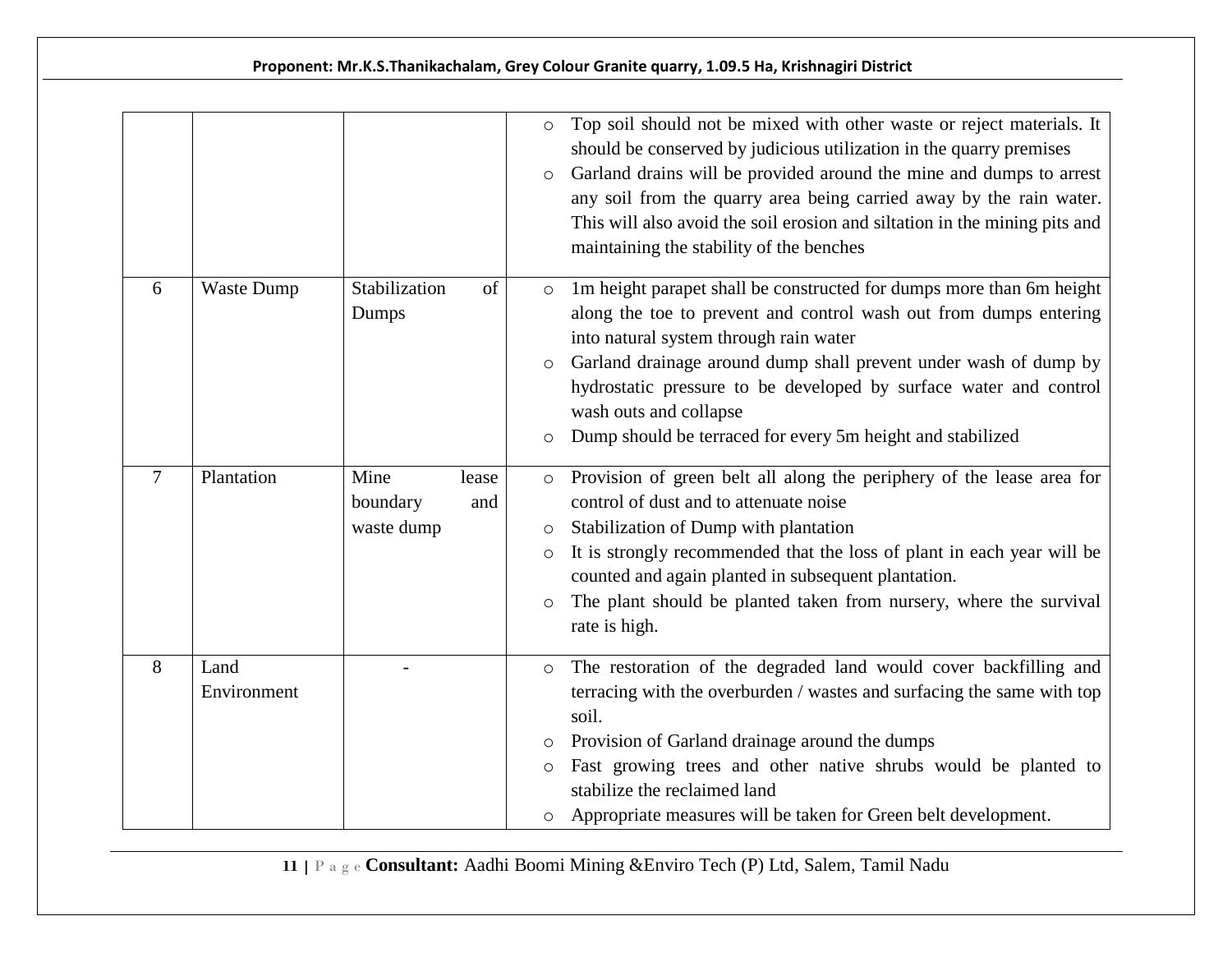|  |  |  |  |
|---|---|---|---|
|  |  |  | ○ Top soil should not be mixed with other waste or reject materials. It should be conserved by judicious utilization in the quarry premises<br>○ Garland drains will be provided around the mine and dumps to arrest any soil from the quarry area being carried away by the rain water. This will also avoid the soil erosion and siltation in the mining pits and maintaining the stability of the benches |
| 6 | Waste Dump | Stabilization of Dumps | ○ 1m height parapet shall be constructed for dumps more than 6m height along the toe to prevent and control wash out from dumps entering into natural system through rain water<br>○ Garland drainage around dump shall prevent under wash of dump by hydrostatic pressure to be developed by surface water and control wash outs and collapse<br>○ Dump should be terraced for every 5m height and stabilized |
| 7 | Plantation | Mine lease boundary and waste dump | ○ Provision of green belt all along the periphery of the lease area for control of dust and to attenuate noise<br>○ Stabilization of Dump with plantation<br>○ It is strongly recommended that the loss of plant in each year will be counted and again planted in subsequent plantation.<br>○ The plant should be planted taken from nursery, where the survival rate is high. |
| 8 | Land Environment | - | ○ The restoration of the degraded land would cover backfilling and terracing with the overburden / wastes and surfacing the same with top soil.<br>○ Provision of Garland drainage around the dumps<br>○ Fast growing trees and other native shrubs would be planted to stabilize the reclaimed land<br>○ Appropriate measures will be taken for Green belt development. |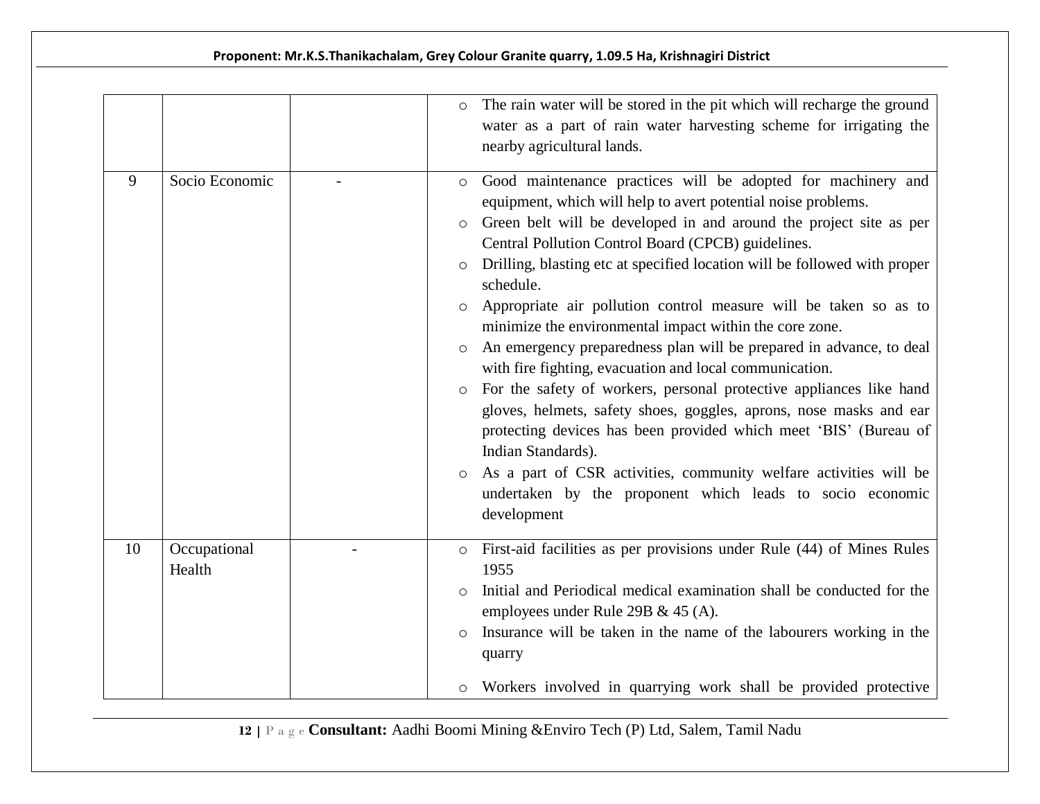|  |  |  |  |
|---|---|---|---|
|  |  |  | ○ The rain water will be stored in the pit which will recharge the ground water as a part of rain water harvesting scheme for irrigating the nearby agricultural lands. |
| 9 | Socio Economic | - | ○ Good maintenance practices will be adopted for machinery and equipment, which will help to avert potential noise problems.<br>○ Green belt will be developed in and around the project site as per Central Pollution Control Board (CPCB) guidelines.<br>○ Drilling, blasting etc at specified location will be followed with proper schedule.<br>○ Appropriate air pollution control measure will be taken so as to minimize the environmental impact within the core zone.<br>○ An emergency preparedness plan will be prepared in advance, to deal with fire fighting, evacuation and local communication.<br>○ For the safety of workers, personal protective appliances like hand gloves, helmets, safety shoes, goggles, aprons, nose masks and ear protecting devices has been provided which meet 'BIS' (Bureau of Indian Standards).<br>○ As a part of CSR activities, community welfare activities will be undertaken by the proponent which leads to socio economic development |
| 10 | Occupational Health | - | ○ First-aid facilities as per provisions under Rule (44) of Mines Rules 1955<br>○ Initial and Periodical medical examination shall be conducted for the employees under Rule 29B & 45 (A).<br>○ Insurance will be taken in the name of the labourers working in the quarry<br>○ Workers involved in quarrying work shall be provided protective |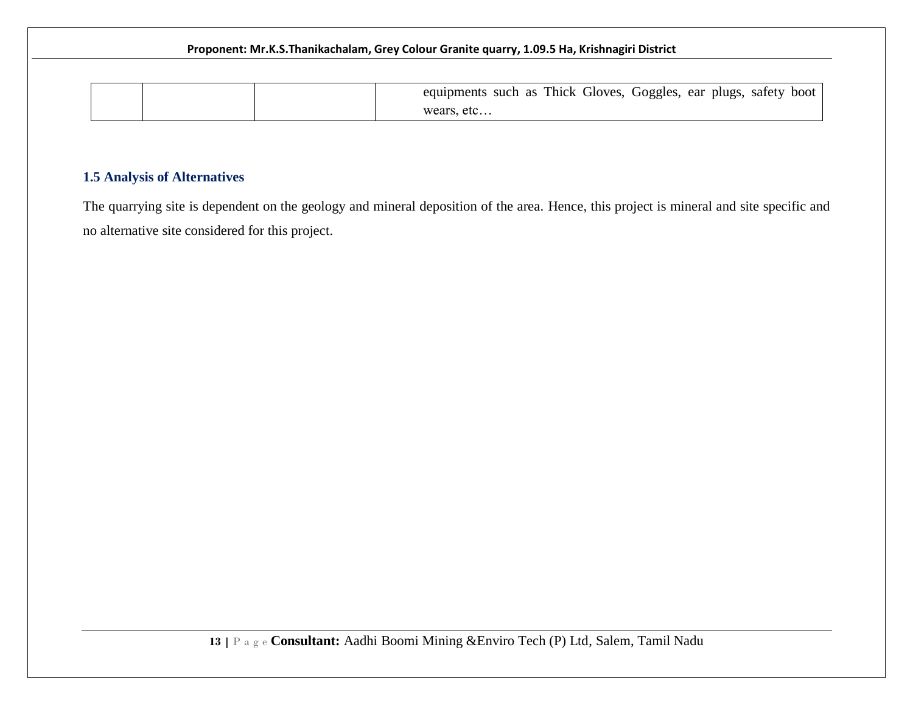| | | | |
|---|---|---|---|
| | | | equipments such as Thick Gloves, Goggles, ear plugs, safety boot wears, etc… |

### 1.5 Analysis of Alternatives

The quarrying site is dependent on the geology and mineral deposition of the area. Hence, this project is mineral and site specific and no alternative site considered for this project.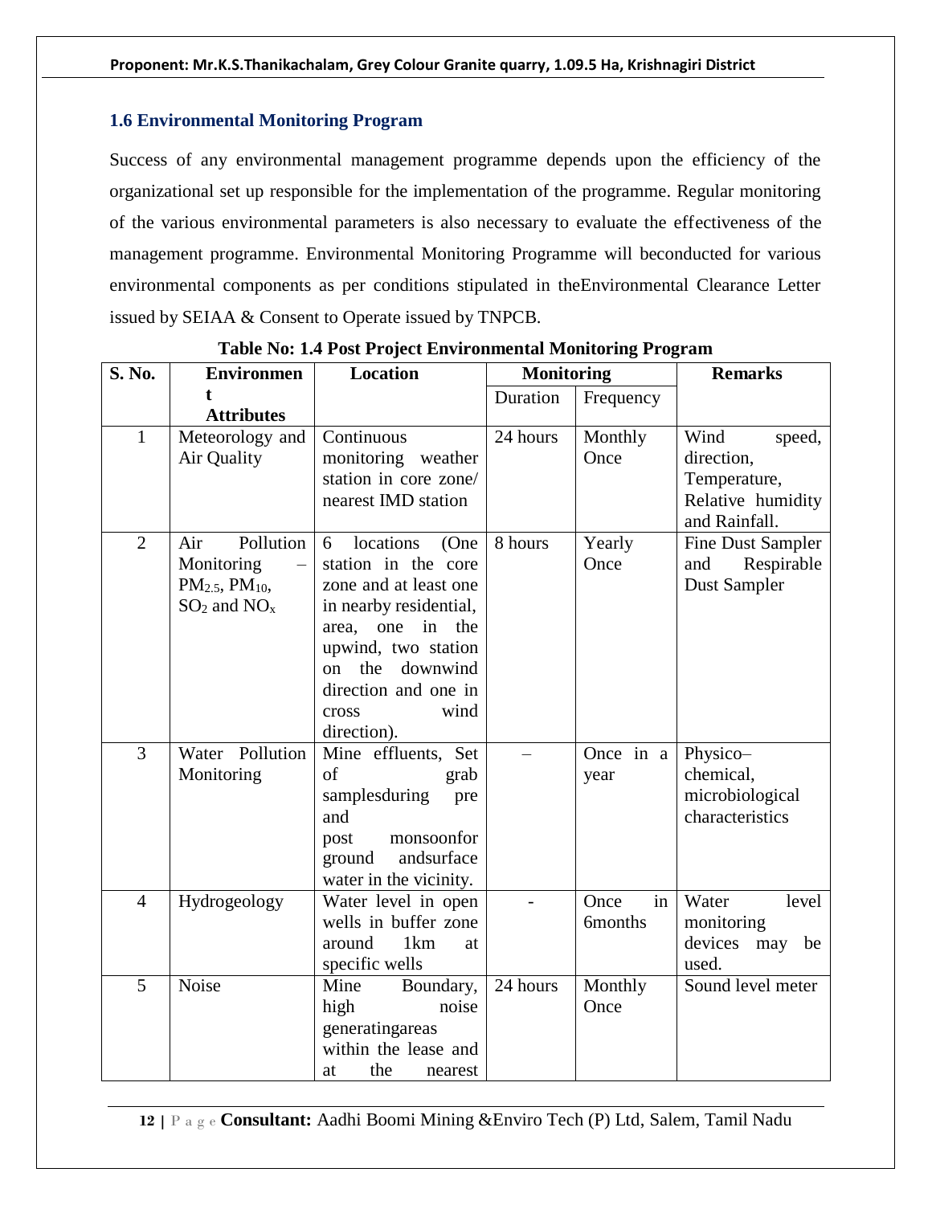### 1.6 Environmental Monitoring Program

Success of any environmental management programme depends upon the efficiency of the organizational set up responsible for the implementation of the programme. Regular monitoring of the various environmental parameters is also necessary to evaluate the effectiveness of the management programme. Environmental Monitoring Programme will beconducted for various environmental components as per conditions stipulated in theEnvironmental Clearance Letter issued by SEIAA & Consent to Operate issued by TNPCB.

**Table No: 1.4 Post Project Environmental Monitoring Program**

| S. No. | Environment Attributes | Location | Monitoring | | Remarks |
|---|---|---|---|---|---|
| | | | Duration | Frequency | |
| 1 | Meteorology and Air Quality | Continuous monitoring weather station in core zone/ nearest IMD station | 24 hours | Monthly Once | Wind speed, direction, Temperature, Relative humidity and Rainfall. |
| 2 | Air Pollution Monitoring – $PM_{2.5}$, $PM_{10}$, $SO_2$ and $NO_x$ | 6 locations (One station in the core zone and at least one in nearby residential, area, one in the upwind, two station on the downwind direction and one in cross wind direction). | 8 hours | Yearly Once | Fine Dust Sampler and Respirable Dust Sampler |
| 3 | Water Pollution Monitoring | Mine effluents, Set of grab samplesduring pre and post monsoonfor ground andsurface water in the vicinity. | – | Once in a year | Physico–chemical, microbiological characteristics |
| 4 | Hydrogeology | Water level in open wells in buffer zone around 1km at specific wells | - | Once in 6months | Water level monitoring devices may be used. |
| 5 | Noise | Mine Boundary, high noise generatingareas within the lease and at the nearest | 24 hours | Monthly Once | Sound level meter |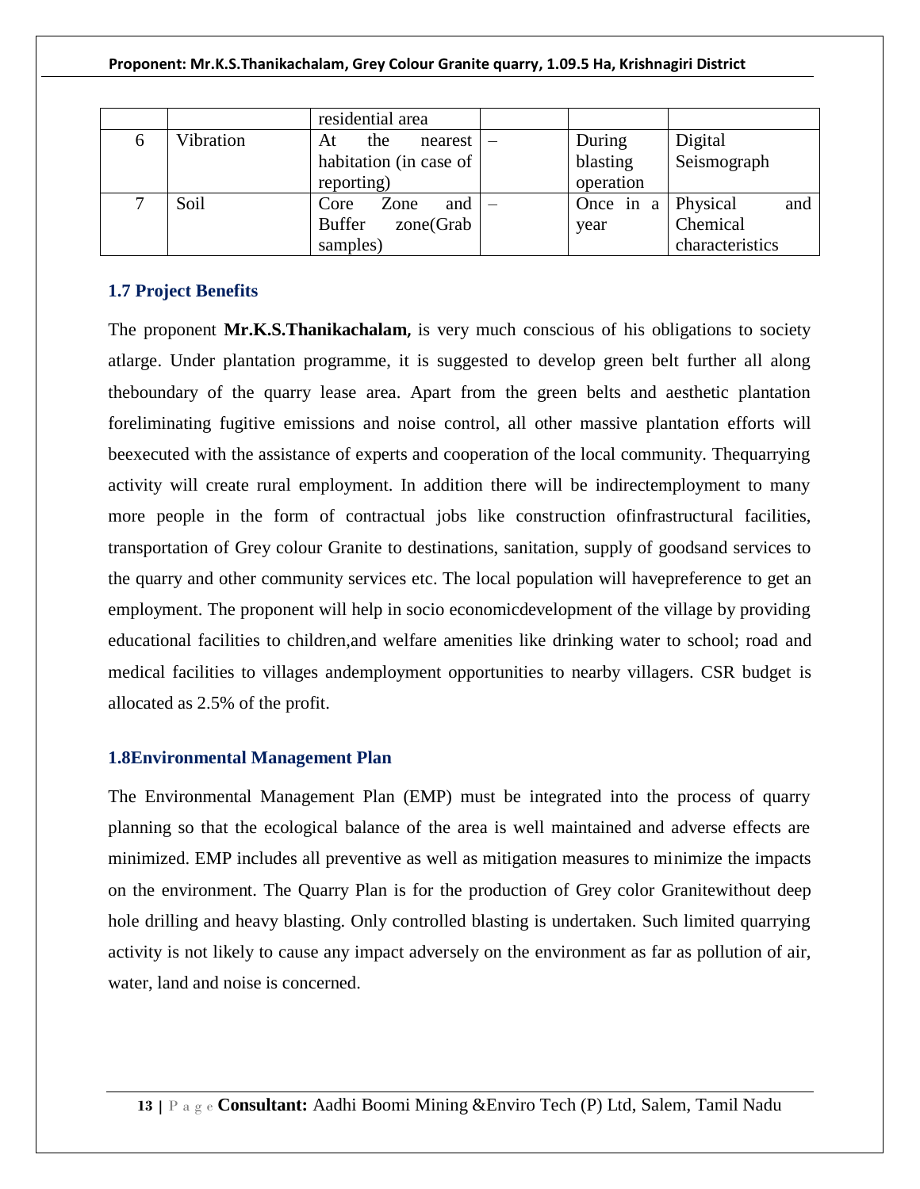| | | residential area | | | |
|---|---|---|---|---|---|
| 6 | Vibration | At the nearest habitation (in case of reporting) | – | During blasting operation | Digital Seismograph |
| 7 | Soil | Core Zone and Buffer zone(Grab samples) | – | Once in a year | Physical and Chemical characteristics |

### 1.7 Project Benefits

The proponent **Mr.K.S.Thanikachalam,** is very much conscious of his obligations to society atlarge. Under plantation programme, it is suggested to develop green belt further all along theboundary of the quarry lease area. Apart from the green belts and aesthetic plantation foreliminating fugitive emissions and noise control, all other massive plantation efforts will beexecuted with the assistance of experts and cooperation of the local community. Thequarrying activity will create rural employment. In addition there will be indirectemployment to many more people in the form of contractual jobs like construction ofinfrastructural facilities, transportation of Grey colour Granite to destinations, sanitation, supply of goodsand services to the quarry and other community services etc. The local population will havepreference to get an employment. The proponent will help in socio economicdevelopment of the village by providing educational facilities to children,and welfare amenities like drinking water to school; road and medical facilities to villages andemployment opportunities to nearby villagers. CSR budget is allocated as 2.5% of the profit.

### 1.8Environmental Management Plan

The Environmental Management Plan (EMP) must be integrated into the process of quarry planning so that the ecological balance of the area is well maintained and adverse effects are minimized. EMP includes all preventive as well as mitigation measures to minimize the impacts on the environment. The Quarry Plan is for the production of Grey color Granitewithout deep hole drilling and heavy blasting. Only controlled blasting is undertaken. Such limited quarrying activity is not likely to cause any impact adversely on the environment as far as pollution of air, water, land and noise is concerned.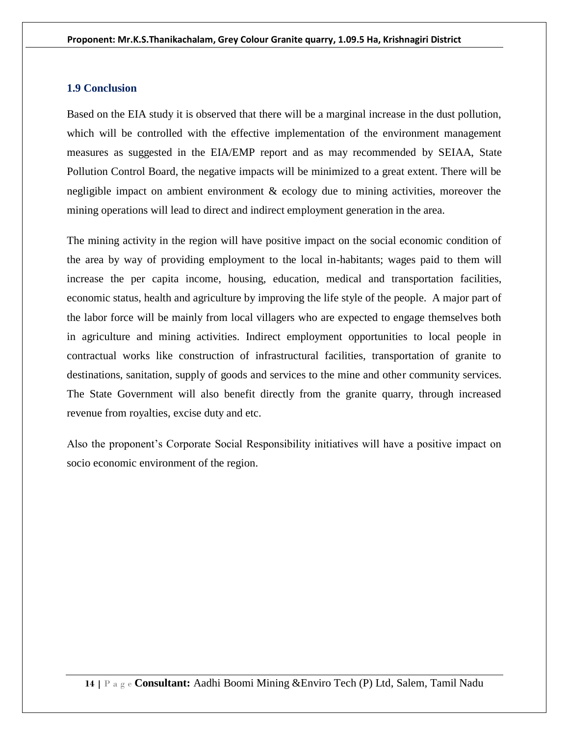### 1.9 Conclusion

Based on the EIA study it is observed that there will be a marginal increase in the dust pollution, which will be controlled with the effective implementation of the environment management measures as suggested in the EIA/EMP report and as may recommended by SEIAA, State Pollution Control Board, the negative impacts will be minimized to a great extent. There will be negligible impact on ambient environment & ecology due to mining activities, moreover the mining operations will lead to direct and indirect employment generation in the area.

The mining activity in the region will have positive impact on the social economic condition of the area by way of providing employment to the local in-habitants; wages paid to them will increase the per capita income, housing, education, medical and transportation facilities, economic status, health and agriculture by improving the life style of the people. A major part of the labor force will be mainly from local villagers who are expected to engage themselves both in agriculture and mining activities. Indirect employment opportunities to local people in contractual works like construction of infrastructural facilities, transportation of granite to destinations, sanitation, supply of goods and services to the mine and other community services. The State Government will also benefit directly from the granite quarry, through increased revenue from royalties, excise duty and etc.

Also the proponent's Corporate Social Responsibility initiatives will have a positive impact on socio economic environment of the region.